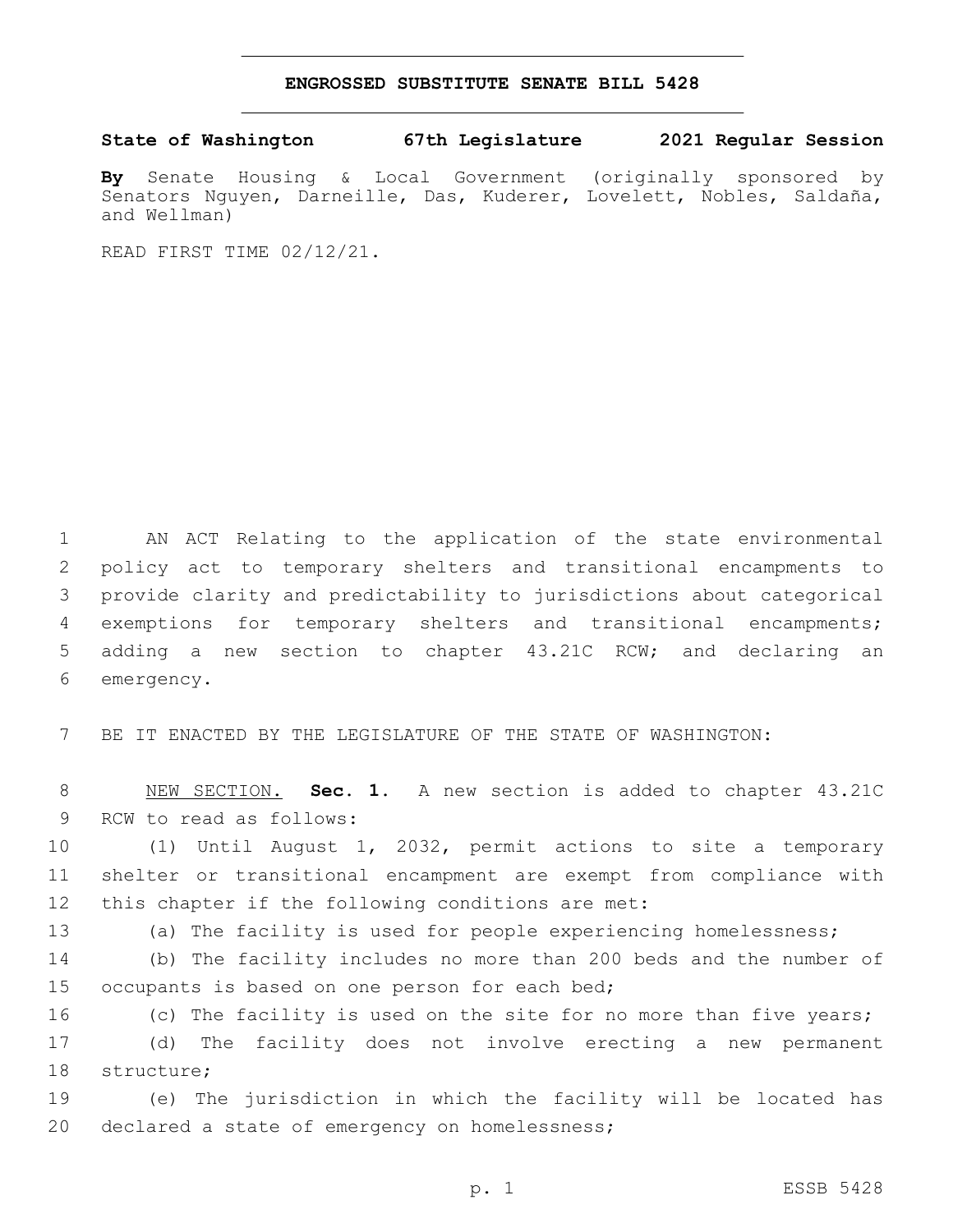# ENGROSSED SUBSTITUTE SENATE BILL 5428

**State of Washington 67th Legislature 2021 Regular Session**

**By** Senate Housing & Local Government (originally sponsored by Senators Nguyen, Darneille, Das, Kuderer, Lovelett, Nobles, Saldaña, and Wellman)

READ FIRST TIME 02/12/21.

AN ACT Relating to the application of the state environmental policy act to temporary shelters and transitional encampments to provide clarity and predictability to jurisdictions about categorical exemptions for temporary shelters and transitional encampments; adding a new section to chapter 43.21C RCW; and declaring an emergency.

BE IT ENACTED BY THE LEGISLATURE OF THE STATE OF WASHINGTON:

NEW SECTION. **Sec. 1.** A new section is added to chapter 43.21C RCW to read as follows:

(1) Until August 1, 2032, permit actions to site a temporary shelter or transitional encampment are exempt from compliance with this chapter if the following conditions are met:

(a) The facility is used for people experiencing homelessness;

(b) The facility includes no more than 200 beds and the number of occupants is based on one person for each bed;

(c) The facility is used on the site for no more than five years;

(d) The facility does not involve erecting a new permanent structure;

(e) The jurisdiction in which the facility will be located has declared a state of emergency on homelessness;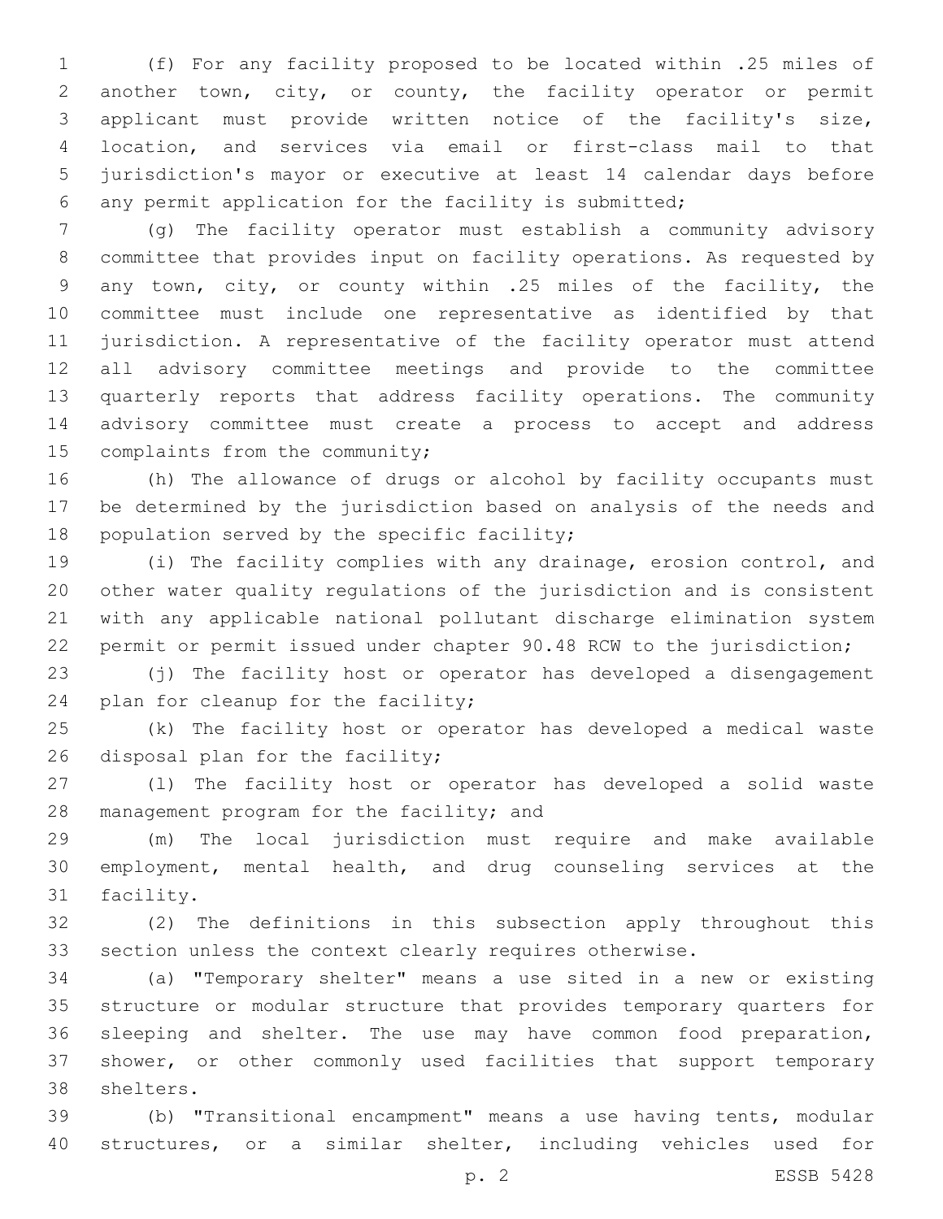(f) For any facility proposed to be located within .25 miles of another town, city, or county, the facility operator or permit applicant must provide written notice of the facility's size, location, and services via email or first-class mail to that jurisdiction's mayor or executive at least 14 calendar days before any permit application for the facility is submitted;

(g) The facility operator must establish a community advisory committee that provides input on facility operations. As requested by any town, city, or county within .25 miles of the facility, the committee must include one representative as identified by that jurisdiction. A representative of the facility operator must attend all advisory committee meetings and provide to the committee quarterly reports that address facility operations. The community advisory committee must create a process to accept and address complaints from the community;

(h) The allowance of drugs or alcohol by facility occupants must be determined by the jurisdiction based on analysis of the needs and population served by the specific facility;

(i) The facility complies with any drainage, erosion control, and other water quality regulations of the jurisdiction and is consistent with any applicable national pollutant discharge elimination system permit or permit issued under chapter 90.48 RCW to the jurisdiction;

(j) The facility host or operator has developed a disengagement plan for cleanup for the facility;

(k) The facility host or operator has developed a medical waste disposal plan for the facility;

(l) The facility host or operator has developed a solid waste management program for the facility; and

(m) The local jurisdiction must require and make available employment, mental health, and drug counseling services at the facility.

(2) The definitions in this subsection apply throughout this section unless the context clearly requires otherwise.

(a) "Temporary shelter" means a use sited in a new or existing structure or modular structure that provides temporary quarters for sleeping and shelter. The use may have common food preparation, shower, or other commonly used facilities that support temporary shelters.

(b) "Transitional encampment" means a use having tents, modular structures, or a similar shelter, including vehicles used for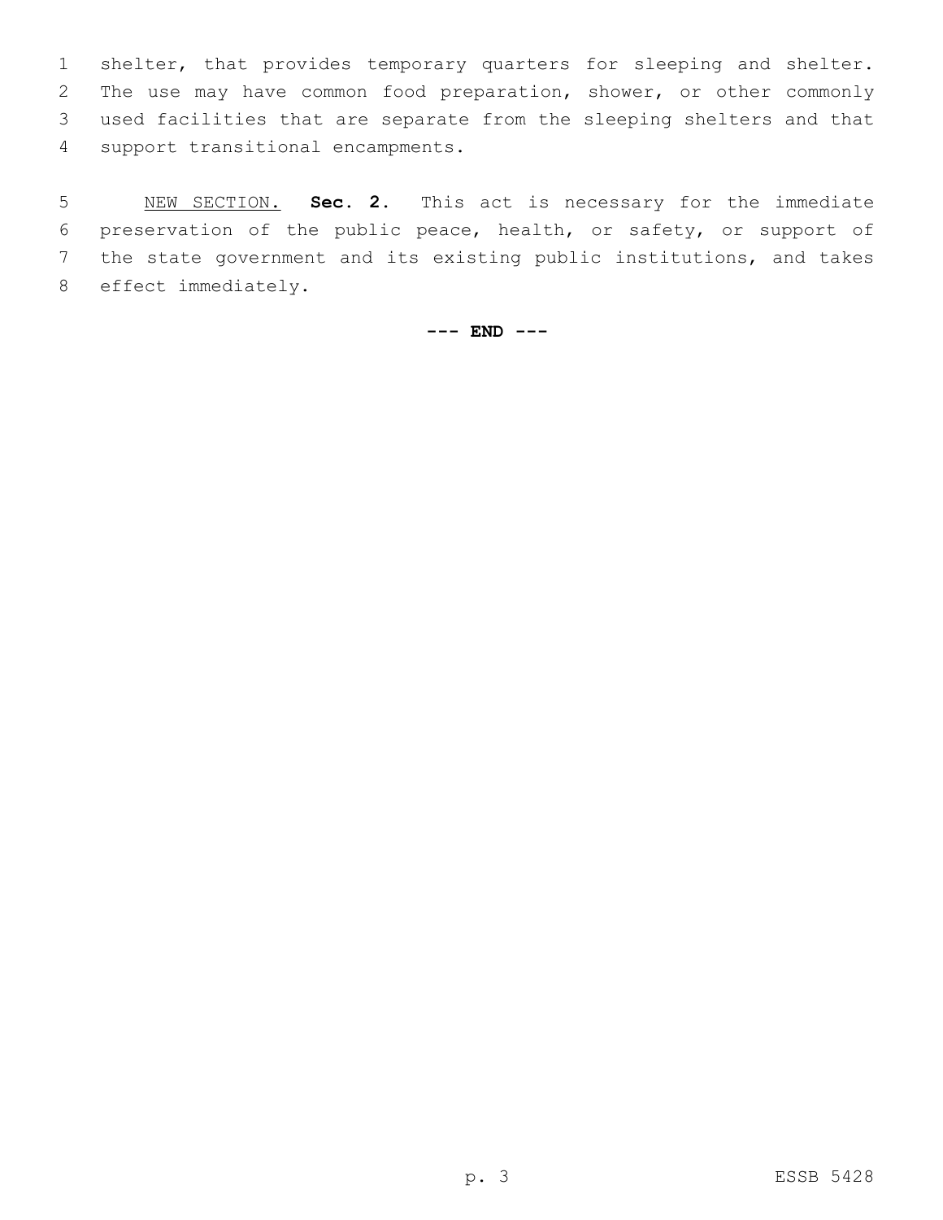shelter, that provides temporary quarters for sleeping and shelter. The use may have common food preparation, shower, or other commonly used facilities that are separate from the sleeping shelters and that support transitional encampments.

NEW SECTION. **Sec. 2.** This act is necessary for the immediate preservation of the public peace, health, or safety, or support of the state government and its existing public institutions, and takes effect immediately.

**--- END ---**